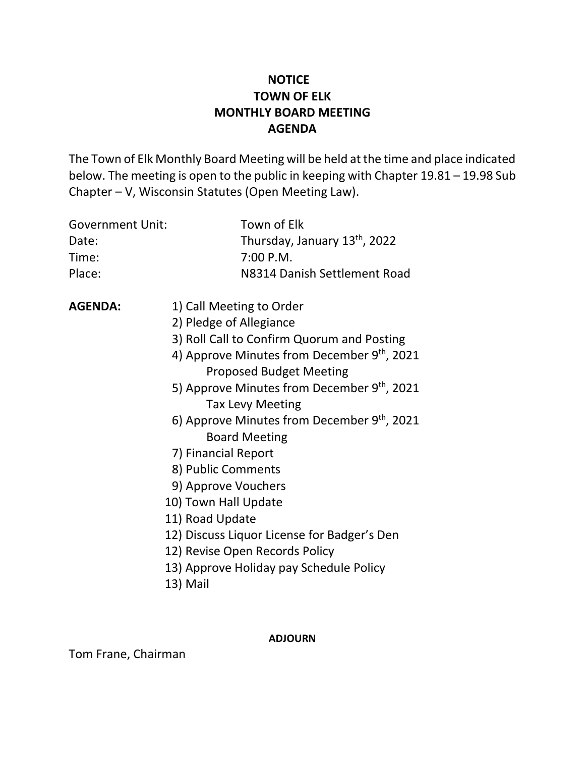# NOTICE
# TOWN OF ELK
# MONTHLY BOARD MEETING
# AGENDA

The Town of Elk Monthly Board Meeting will be held at the time and place indicated below. The meeting is open to the public in keeping with Chapter 19.81 – 19.98 Sub Chapter – V, Wisconsin Statutes (Open Meeting Law).

Government Unit: Town of Elk
Date: Thursday, January 13th, 2022
Time: 7:00 P.M.
Place: N8314 Danish Settlement Road

**AGENDA:**

1) Call Meeting to Order
2) Pledge of Allegiance
3) Roll Call to Confirm Quorum and Posting
4) Approve Minutes from December 9th, 2021
   Proposed Budget Meeting
5) Approve Minutes from December 9th, 2021
   Tax Levy Meeting
6) Approve Minutes from December 9th, 2021
   Board Meeting
7) Financial Report
8) Public Comments
9) Approve Vouchers
10) Town Hall Update
11) Road Update
12) Discuss Liquor License for Badger's Den
12) Revise Open Records Policy
13) Approve Holiday pay Schedule Policy
13) Mail

**ADJOURN**

Tom Frane, Chairman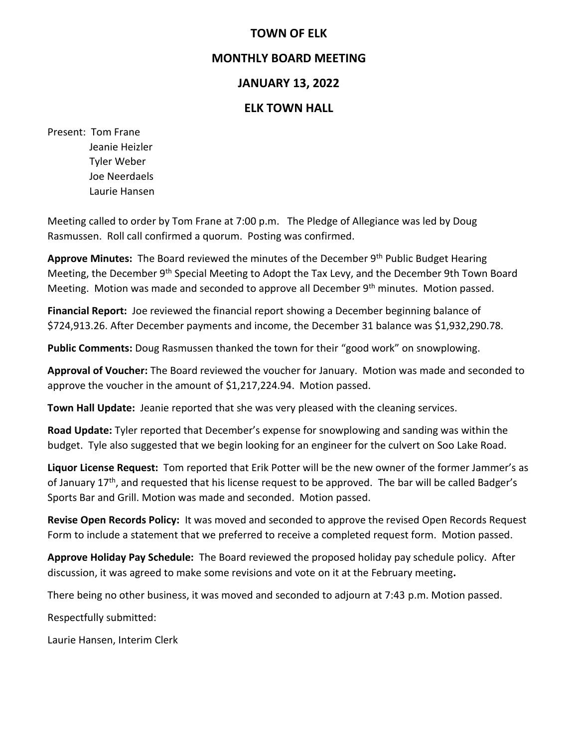# TOWN OF ELK

## MONTHLY BOARD MEETING

## JANUARY 13, 2022

## ELK TOWN HALL

Present: Tom Frane
Jeanie Heizler
Tyler Weber
Joe Neerdaels
Laurie Hansen

Meeting called to order by Tom Frane at 7:00 p.m. The Pledge of Allegiance was led by Doug Rasmussen. Roll call confirmed a quorum. Posting was confirmed.

**Approve Minutes:** The Board reviewed the minutes of the December 9th Public Budget Hearing Meeting, the December 9th Special Meeting to Adopt the Tax Levy, and the December 9th Town Board Meeting. Motion was made and seconded to approve all December 9th minutes. Motion passed.

**Financial Report:** Joe reviewed the financial report showing a December beginning balance of $724,913.26. After December payments and income, the December 31 balance was $1,932,290.78.

**Public Comments:** Doug Rasmussen thanked the town for their "good work" on snowplowing.

**Approval of Voucher:** The Board reviewed the voucher for January. Motion was made and seconded to approve the voucher in the amount of $1,217,224.94. Motion passed.

**Town Hall Update:** Jeanie reported that she was very pleased with the cleaning services.

**Road Update:** Tyler reported that December's expense for snowplowing and sanding was within the budget. Tyle also suggested that we begin looking for an engineer for the culvert on Soo Lake Road.

**Liquor License Request:** Tom reported that Erik Potter will be the new owner of the former Jammer's as of January 17th, and requested that his license request to be approved. The bar will be called Badger's Sports Bar and Grill. Motion was made and seconded. Motion passed.

**Revise Open Records Policy:** It was moved and seconded to approve the revised Open Records Request Form to include a statement that we preferred to receive a completed request form. Motion passed.

**Approve Holiday Pay Schedule:** The Board reviewed the proposed holiday pay schedule policy. After discussion, it was agreed to make some revisions and vote on it at the February meeting**.**

There being no other business, it was moved and seconded to adjourn at 7:43 p.m. Motion passed.

Respectfully submitted:

Laurie Hansen, Interim Clerk